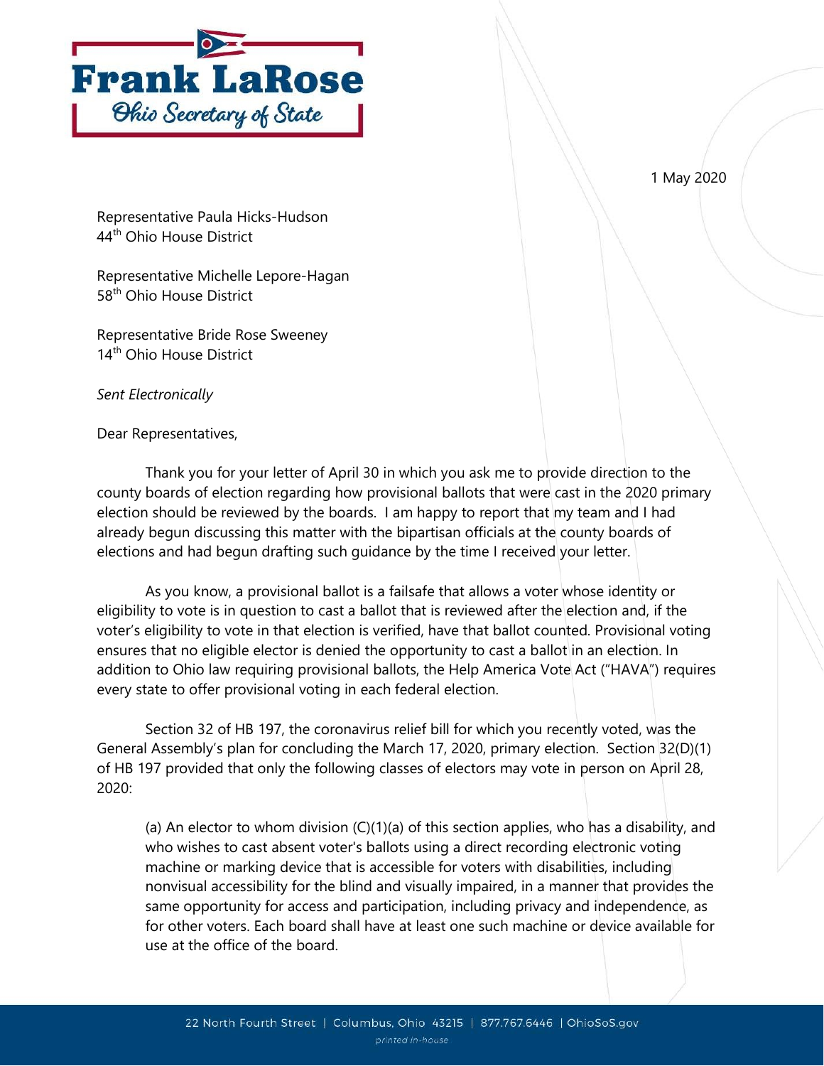**Frank LaRose**

*Ohio Secretary of State*

1 May 2020

Representative Paula Hicks-Hudson
44th Ohio House District

Representative Michelle Lepore-Hagan
58th Ohio House District

Representative Bride Rose Sweeney
14th Ohio House District

*Sent Electronically*

Dear Representatives,

Thank you for your letter of April 30 in which you ask me to provide direction to the county boards of election regarding how provisional ballots that were cast in the 2020 primary election should be reviewed by the boards. I am happy to report that my team and I had already begun discussing this matter with the bipartisan officials at the county boards of elections and had begun drafting such guidance by the time I received your letter.

As you know, a provisional ballot is a failsafe that allows a voter whose identity or eligibility to vote is in question to cast a ballot that is reviewed after the election and, if the voter's eligibility to vote in that election is verified, have that ballot counted. Provisional voting ensures that no eligible elector is denied the opportunity to cast a ballot in an election. In addition to Ohio law requiring provisional ballots, the Help America Vote Act ("HAVA") requires every state to offer provisional voting in each federal election.

Section 32 of HB 197, the coronavirus relief bill for which you recently voted, was the General Assembly's plan for concluding the March 17, 2020, primary election. Section 32(D)(1) of HB 197 provided that only the following classes of electors may vote in person on April 28, 2020:

> (a) An elector to whom division (C)(1)(a) of this section applies, who has a disability, and who wishes to cast absent voter's ballots using a direct recording electronic voting machine or marking device that is accessible for voters with disabilities, including nonvisual accessibility for the blind and visually impaired, in a manner that provides the same opportunity for access and participation, including privacy and independence, as for other voters. Each board shall have at least one such machine or device available for use at the office of the board.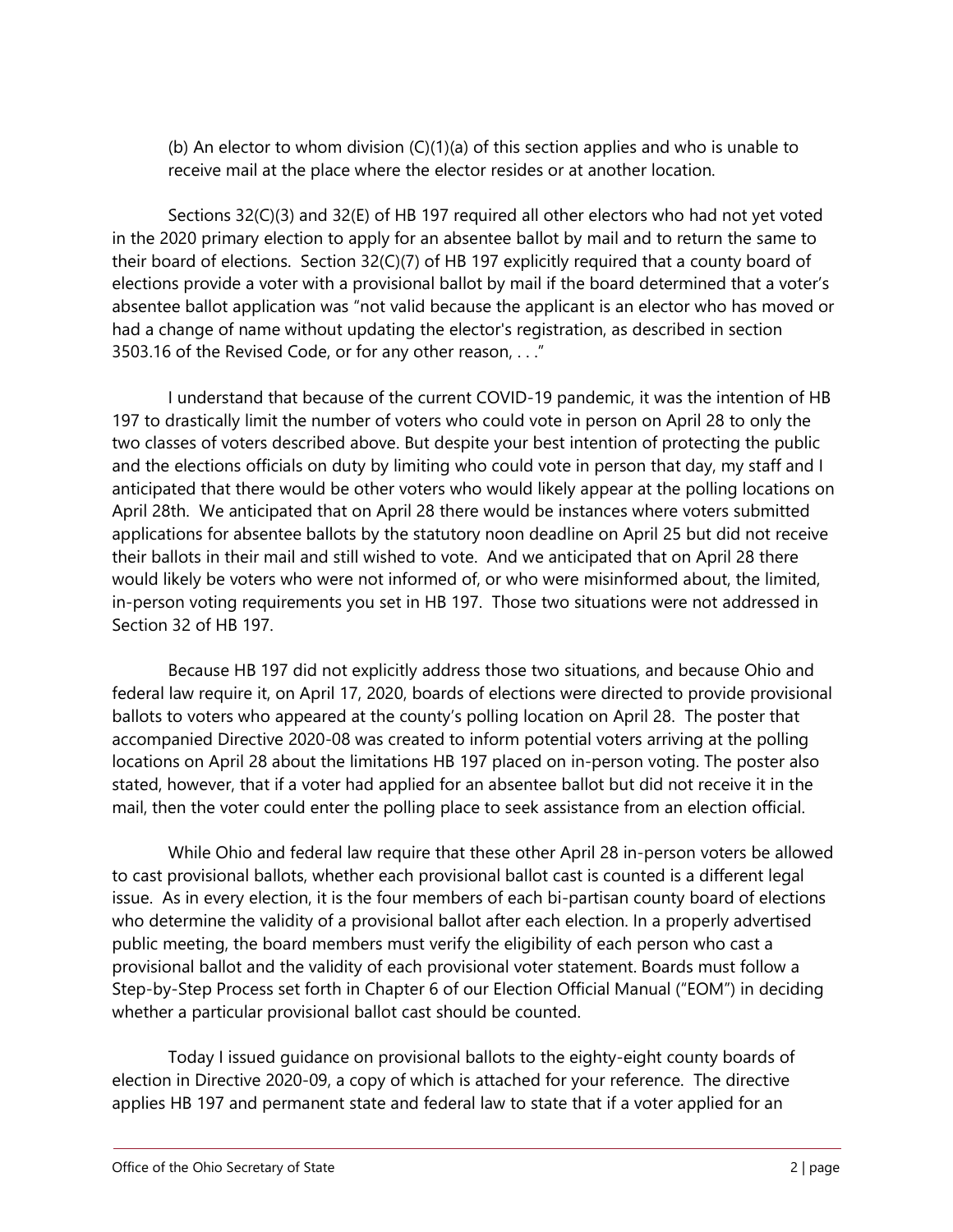(b) An elector to whom division (C)(1)(a) of this section applies and who is unable to receive mail at the place where the elector resides or at another location.

Sections 32(C)(3) and 32(E) of HB 197 required all other electors who had not yet voted in the 2020 primary election to apply for an absentee ballot by mail and to return the same to their board of elections. Section 32(C)(7) of HB 197 explicitly required that a county board of elections provide a voter with a provisional ballot by mail if the board determined that a voter's absentee ballot application was "not valid because the applicant is an elector who has moved or had a change of name without updating the elector's registration, as described in section 3503.16 of the Revised Code, or for any other reason, . . ."

I understand that because of the current COVID-19 pandemic, it was the intention of HB 197 to drastically limit the number of voters who could vote in person on April 28 to only the two classes of voters described above. But despite your best intention of protecting the public and the elections officials on duty by limiting who could vote in person that day, my staff and I anticipated that there would be other voters who would likely appear at the polling locations on April 28th. We anticipated that on April 28 there would be instances where voters submitted applications for absentee ballots by the statutory noon deadline on April 25 but did not receive their ballots in their mail and still wished to vote. And we anticipated that on April 28 there would likely be voters who were not informed of, or who were misinformed about, the limited, in-person voting requirements you set in HB 197. Those two situations were not addressed in Section 32 of HB 197.

Because HB 197 did not explicitly address those two situations, and because Ohio and federal law require it, on April 17, 2020, boards of elections were directed to provide provisional ballots to voters who appeared at the county's polling location on April 28. The poster that accompanied Directive 2020-08 was created to inform potential voters arriving at the polling locations on April 28 about the limitations HB 197 placed on in-person voting. The poster also stated, however, that if a voter had applied for an absentee ballot but did not receive it in the mail, then the voter could enter the polling place to seek assistance from an election official.

While Ohio and federal law require that these other April 28 in-person voters be allowed to cast provisional ballots, whether each provisional ballot cast is counted is a different legal issue. As in every election, it is the four members of each bi-partisan county board of elections who determine the validity of a provisional ballot after each election. In a properly advertised public meeting, the board members must verify the eligibility of each person who cast a provisional ballot and the validity of each provisional voter statement. Boards must follow a Step-by-Step Process set forth in Chapter 6 of our Election Official Manual ("EOM") in deciding whether a particular provisional ballot cast should be counted.

Today I issued guidance on provisional ballots to the eighty-eight county boards of election in Directive 2020-09, a copy of which is attached for your reference. The directive applies HB 197 and permanent state and federal law to state that if a voter applied for an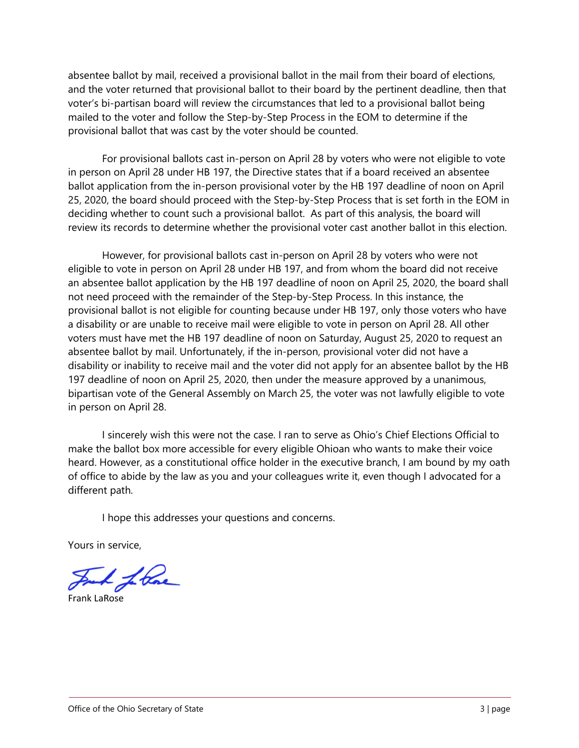absentee ballot by mail, received a provisional ballot in the mail from their board of elections, and the voter returned that provisional ballot to their board by the pertinent deadline, then that voter's bi-partisan board will review the circumstances that led to a provisional ballot being mailed to the voter and follow the Step-by-Step Process in the EOM to determine if the provisional ballot that was cast by the voter should be counted.

For provisional ballots cast in-person on April 28 by voters who were not eligible to vote in person on April 28 under HB 197, the Directive states that if a board received an absentee ballot application from the in-person provisional voter by the HB 197 deadline of noon on April 25, 2020, the board should proceed with the Step-by-Step Process that is set forth in the EOM in deciding whether to count such a provisional ballot. As part of this analysis, the board will review its records to determine whether the provisional voter cast another ballot in this election.

However, for provisional ballots cast in-person on April 28 by voters who were not eligible to vote in person on April 28 under HB 197, and from whom the board did not receive an absentee ballot application by the HB 197 deadline of noon on April 25, 2020, the board shall not need proceed with the remainder of the Step-by-Step Process. In this instance, the provisional ballot is not eligible for counting because under HB 197, only those voters who have a disability or are unable to receive mail were eligible to vote in person on April 28. All other voters must have met the HB 197 deadline of noon on Saturday, August 25, 2020 to request an absentee ballot by mail. Unfortunately, if the in-person, provisional voter did not have a disability or inability to receive mail and the voter did not apply for an absentee ballot by the HB 197 deadline of noon on April 25, 2020, then under the measure approved by a unanimous, bipartisan vote of the General Assembly on March 25, the voter was not lawfully eligible to vote in person on April 28.

I sincerely wish this were not the case. I ran to serve as Ohio's Chief Elections Official to make the ballot box more accessible for every eligible Ohioan who wants to make their voice heard. However, as a constitutional office holder in the executive branch, I am bound by my oath of office to abide by the law as you and your colleagues write it, even though I advocated for a different path.

I hope this addresses your questions and concerns.

Yours in service,

Frank LaRose